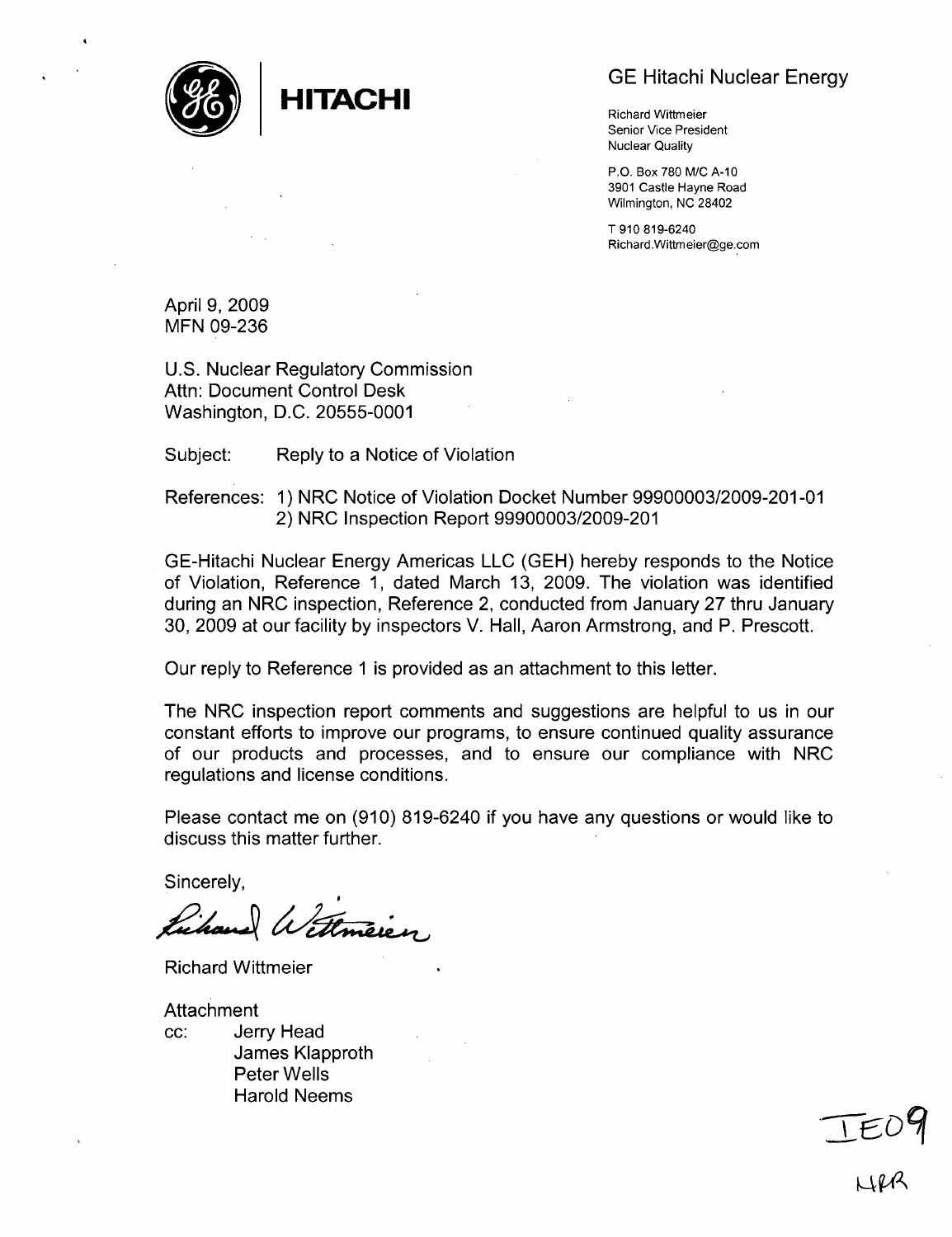**HITACHI**

GE Hitachi Nuclear Energy

Richard Wittmeier
Senior Vice President
Nuclear Quality

P.O. Box 780 M/C A-10
3901 Castle Hayne Road
Wilmington, NC 28402

T 910 819-6240
Richard.Wittmeier@ge.com

April 9, 2009
MFN 09-236

U.S. Nuclear Regulatory Commission
Attn: Document Control Desk
Washington, D.C. 20555-0001

Subject: Reply to a Notice of Violation

References: 1) NRC Notice of Violation Docket Number 99900003/2009-201-01
2) NRC Inspection Report 99900003/2009-201

GE-Hitachi Nuclear Energy Americas LLC (GEH) hereby responds to the Notice of Violation, Reference 1, dated March 13, 2009. The violation was identified during an NRC inspection, Reference 2, conducted from January 27 thru January 30, 2009 at our facility by inspectors V. Hall, Aaron Armstrong, and P. Prescott.

Our reply to Reference 1 is provided as an attachment to this letter.

The NRC inspection report comments and suggestions are helpful to us in our constant efforts to improve our programs, to ensure continued quality assurance of our products and processes, and to ensure our compliance with NRC regulations and license conditions.

Please contact me on (910) 819-6240 if you have any questions or would like to discuss this matter further.

Sincerely,

Richard Wittmeier

Richard Wittmeier

Attachment
cc: Jerry Head
James Klapproth
Peter Wells
Harold Neems

IE09
NRR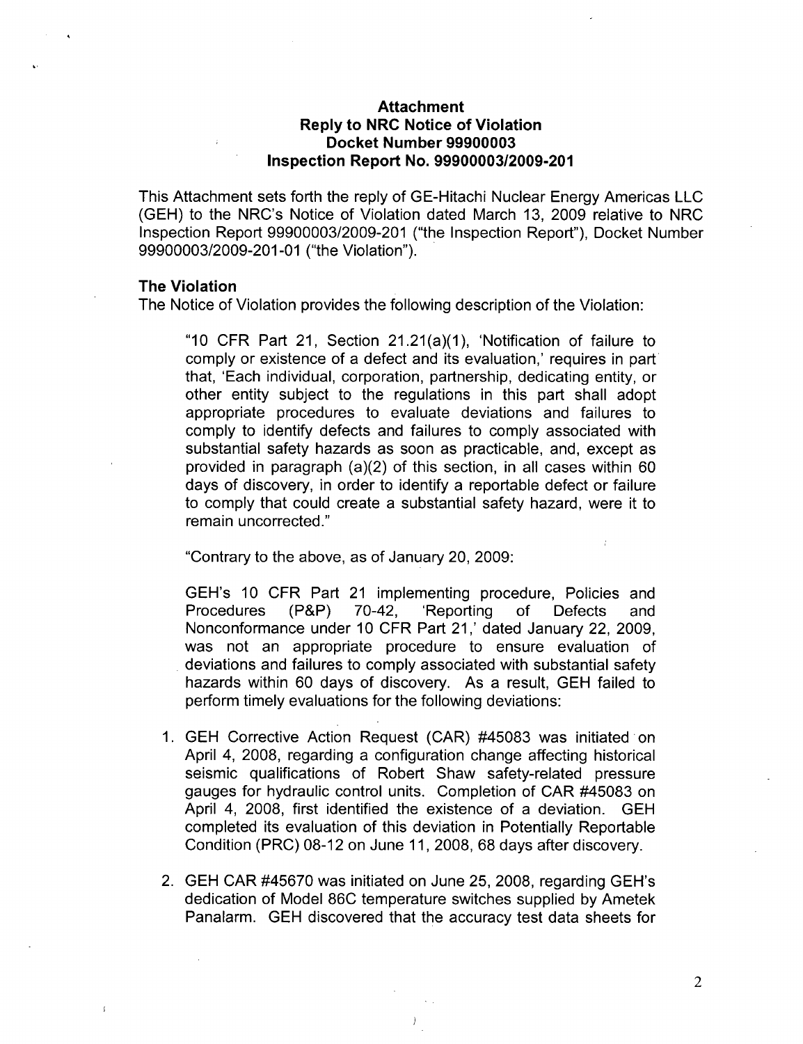## Attachment
## Reply to NRC Notice of Violation
## Docket Number 99900003
## Inspection Report No. 99900003/2009-201

This Attachment sets forth the reply of GE-Hitachi Nuclear Energy Americas LLC (GEH) to the NRC's Notice of Violation dated March 13, 2009 relative to NRC Inspection Report 99900003/2009-201 ("the Inspection Report"), Docket Number 99900003/2009-201-01 ("the Violation").

### The Violation

The Notice of Violation provides the following description of the Violation:

> "10 CFR Part 21, Section 21.21(a)(1), 'Notification of failure to comply or existence of a defect and its evaluation,' requires in part that, 'Each individual, corporation, partnership, dedicating entity, or other entity subject to the regulations in this part shall adopt appropriate procedures to evaluate deviations and failures to comply to identify defects and failures to comply associated with substantial safety hazards as soon as practicable, and, except as provided in paragraph (a)(2) of this section, in all cases within 60 days of discovery, in order to identify a reportable defect or failure to comply that could create a substantial safety hazard, were it to remain uncorrected."
>
> "Contrary to the above, as of January 20, 2009:
>
> GEH's 10 CFR Part 21 implementing procedure, Policies and Procedures (P&P) 70-42, 'Reporting of Defects and Nonconformance under 10 CFR Part 21,' dated January 22, 2009, was not an appropriate procedure to ensure evaluation of deviations and failures to comply associated with substantial safety hazards within 60 days of discovery. As a result, GEH failed to perform timely evaluations for the following deviations:
>
> 1. GEH Corrective Action Request (CAR) #45083 was initiated on April 4, 2008, regarding a configuration change affecting historical seismic qualifications of Robert Shaw safety-related pressure gauges for hydraulic control units. Completion of CAR #45083 on April 4, 2008, first identified the existence of a deviation. GEH completed its evaluation of this deviation in Potentially Reportable Condition (PRC) 08-12 on June 11, 2008, 68 days after discovery.
>
> 2. GEH CAR #45670 was initiated on June 25, 2008, regarding GEH's dedication of Model 86C temperature switches supplied by Ametek Panalarm. GEH discovered that the accuracy test data sheets for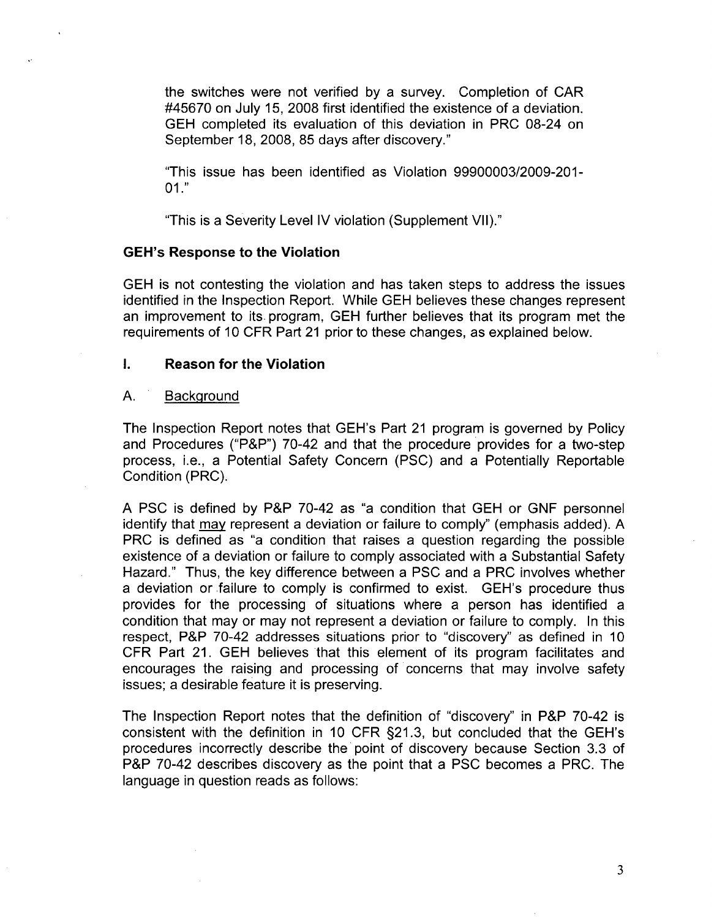the switches were not verified by a survey. Completion of CAR #45670 on July 15, 2008 first identified the existence of a deviation. GEH completed its evaluation of this deviation in PRC 08-24 on September 18, 2008, 85 days after discovery."

"This issue has been identified as Violation 99900003/2009-201-01."

"This is a Severity Level IV violation (Supplement VII)."

**GEH's Response to the Violation**

GEH is not contesting the violation and has taken steps to address the issues identified in the Inspection Report. While GEH believes these changes represent an improvement to its program, GEH further believes that its program met the requirements of 10 CFR Part 21 prior to these changes, as explained below.

**I. Reason for the Violation**

A. Background

The Inspection Report notes that GEH's Part 21 program is governed by Policy and Procedures ("P&P") 70-42 and that the procedure provides for a two-step process, i.e., a Potential Safety Concern (PSC) and a Potentially Reportable Condition (PRC).

A PSC is defined by P&P 70-42 as "a condition that GEH or GNF personnel identify that may represent a deviation or failure to comply" (emphasis added). A PRC is defined as "a condition that raises a question regarding the possible existence of a deviation or failure to comply associated with a Substantial Safety Hazard." Thus, the key difference between a PSC and a PRC involves whether a deviation or failure to comply is confirmed to exist. GEH's procedure thus provides for the processing of situations where a person has identified a condition that may or may not represent a deviation or failure to comply. In this respect, P&P 70-42 addresses situations prior to "discovery" as defined in 10 CFR Part 21. GEH believes that this element of its program facilitates and encourages the raising and processing of concerns that may involve safety issues; a desirable feature it is preserving.

The Inspection Report notes that the definition of "discovery" in P&P 70-42 is consistent with the definition in 10 CFR §21.3, but concluded that the GEH's procedures incorrectly describe the point of discovery because Section 3.3 of P&P 70-42 describes discovery as the point that a PSC becomes a PRC. The language in question reads as follows: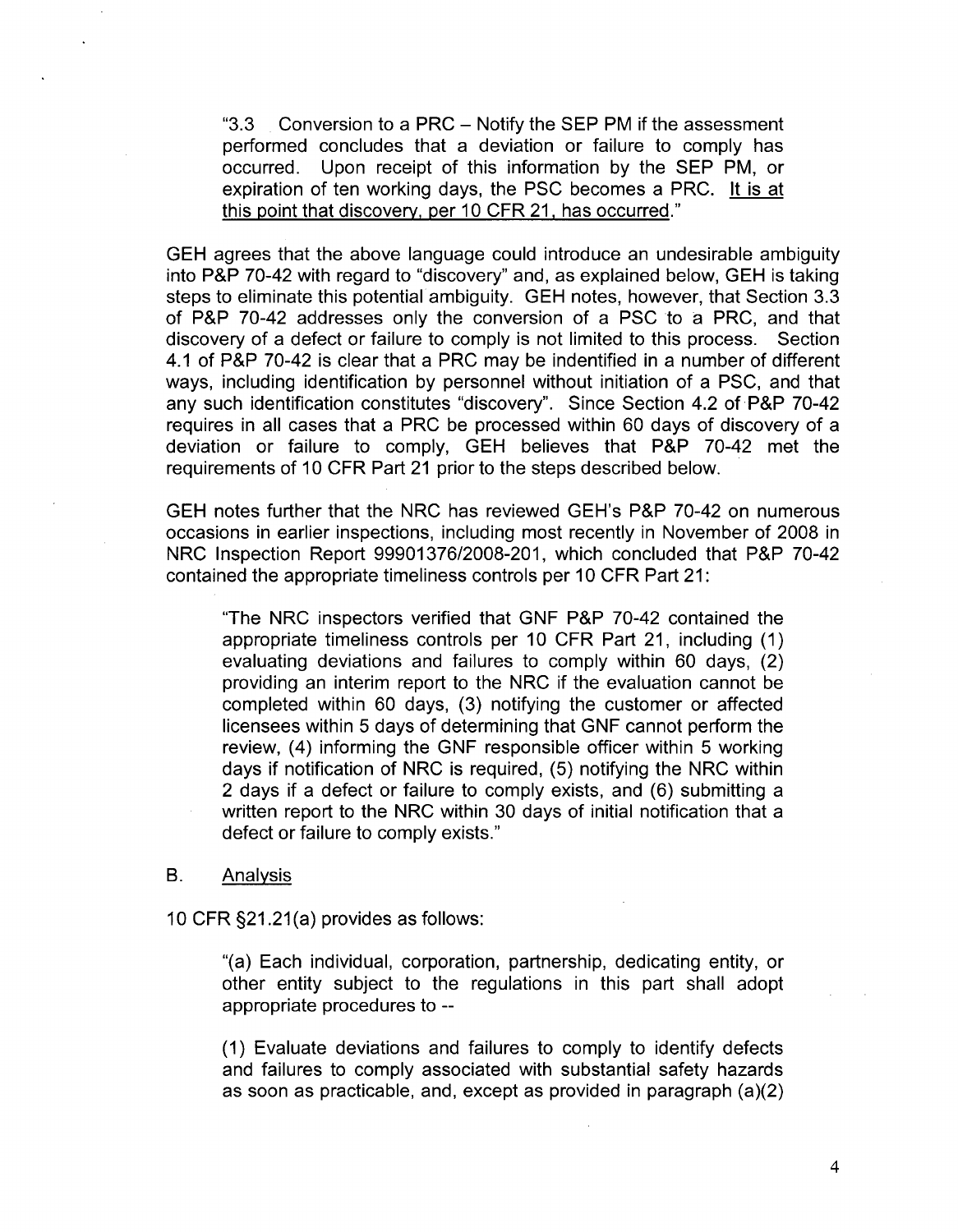> "3.3 Conversion to a PRC – Notify the SEP PM if the assessment performed concludes that a deviation or failure to comply has occurred. Upon receipt of this information by the SEP PM, or expiration of ten working days, the PSC becomes a PRC. <u>It is at this point that discovery, per 10 CFR 21, has occurred</u>."

GEH agrees that the above language could introduce an undesirable ambiguity into P&P 70-42 with regard to "discovery" and, as explained below, GEH is taking steps to eliminate this potential ambiguity. GEH notes, however, that Section 3.3 of P&P 70-42 addresses only the conversion of a PSC to a PRC, and that discovery of a defect or failure to comply is not limited to this process. Section 4.1 of P&P 70-42 is clear that a PRC may be indentified in a number of different ways, including identification by personnel without initiation of a PSC, and that any such identification constitutes "discovery". Since Section 4.2 of P&P 70-42 requires in all cases that a PRC be processed within 60 days of discovery of a deviation or failure to comply, GEH believes that P&P 70-42 met the requirements of 10 CFR Part 21 prior to the steps described below.

GEH notes further that the NRC has reviewed GEH's P&P 70-42 on numerous occasions in earlier inspections, including most recently in November of 2008 in NRC Inspection Report 99901376/2008-201, which concluded that P&P 70-42 contained the appropriate timeliness controls per 10 CFR Part 21:

> "The NRC inspectors verified that GNF P&P 70-42 contained the appropriate timeliness controls per 10 CFR Part 21, including (1) evaluating deviations and failures to comply within 60 days, (2) providing an interim report to the NRC if the evaluation cannot be completed within 60 days, (3) notifying the customer or affected licensees within 5 days of determining that GNF cannot perform the review, (4) informing the GNF responsible officer within 5 working days if notification of NRC is required, (5) notifying the NRC within 2 days if a defect or failure to comply exists, and (6) submitting a written report to the NRC within 30 days of initial notification that a defect or failure to comply exists."

B. <u>Analysis</u>

10 CFR §21.21(a) provides as follows:

> "(a) Each individual, corporation, partnership, dedicating entity, or other entity subject to the regulations in this part shall adopt appropriate procedures to --
>
> (1) Evaluate deviations and failures to comply to identify defects and failures to comply associated with substantial safety hazards as soon as practicable, and, except as provided in paragraph (a)(2)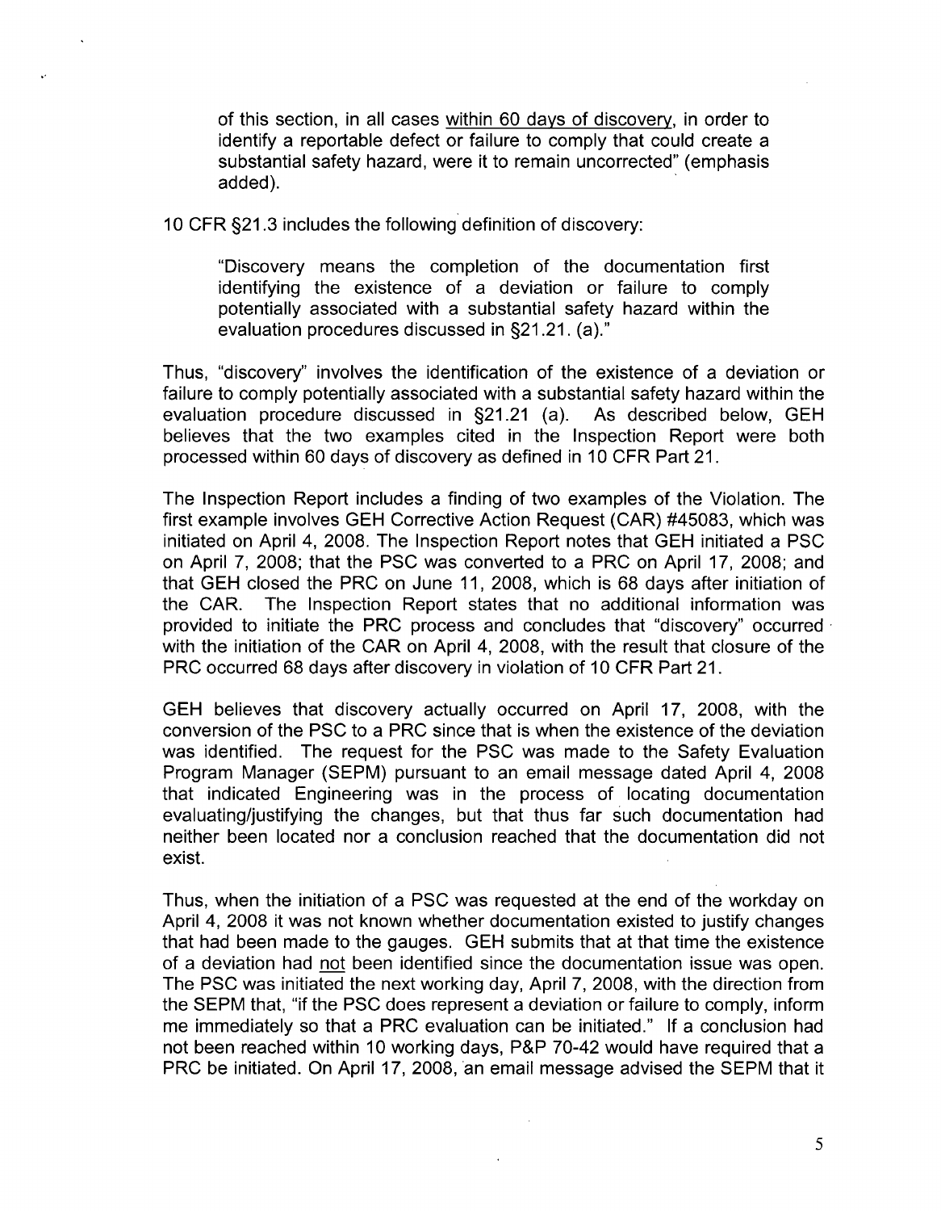of this section, in all cases <u>within 60 days of discovery</u>, in order to identify a reportable defect or failure to comply that could create a substantial safety hazard, were it to remain uncorrected" (emphasis added).

10 CFR §21.3 includes the following definition of discovery:

> "Discovery means the completion of the documentation first identifying the existence of a deviation or failure to comply potentially associated with a substantial safety hazard within the evaluation procedures discussed in §21.21. (a)."

Thus, "discovery" involves the identification of the existence of a deviation or failure to comply potentially associated with a substantial safety hazard within the evaluation procedure discussed in §21.21 (a). As described below, GEH believes that the two examples cited in the Inspection Report were both processed within 60 days of discovery as defined in 10 CFR Part 21.

The Inspection Report includes a finding of two examples of the Violation. The first example involves GEH Corrective Action Request (CAR) #45083, which was initiated on April 4, 2008. The Inspection Report notes that GEH initiated a PSC on April 7, 2008; that the PSC was converted to a PRC on April 17, 2008; and that GEH closed the PRC on June 11, 2008, which is 68 days after initiation of the CAR. The Inspection Report states that no additional information was provided to initiate the PRC process and concludes that "discovery" occurred with the initiation of the CAR on April 4, 2008, with the result that closure of the PRC occurred 68 days after discovery in violation of 10 CFR Part 21.

GEH believes that discovery actually occurred on April 17, 2008, with the conversion of the PSC to a PRC since that is when the existence of the deviation was identified. The request for the PSC was made to the Safety Evaluation Program Manager (SEPM) pursuant to an email message dated April 4, 2008 that indicated Engineering was in the process of locating documentation evaluating/justifying the changes, but that thus far such documentation had neither been located nor a conclusion reached that the documentation did not exist.

Thus, when the initiation of a PSC was requested at the end of the workday on April 4, 2008 it was not known whether documentation existed to justify changes that had been made to the gauges. GEH submits that at that time the existence of a deviation had <u>not</u> been identified since the documentation issue was open. The PSC was initiated the next working day, April 7, 2008, with the direction from the SEPM that, "if the PSC does represent a deviation or failure to comply, inform me immediately so that a PRC evaluation can be initiated." If a conclusion had not been reached within 10 working days, P&P 70-42 would have required that a PRC be initiated. On April 17, 2008, an email message advised the SEPM that it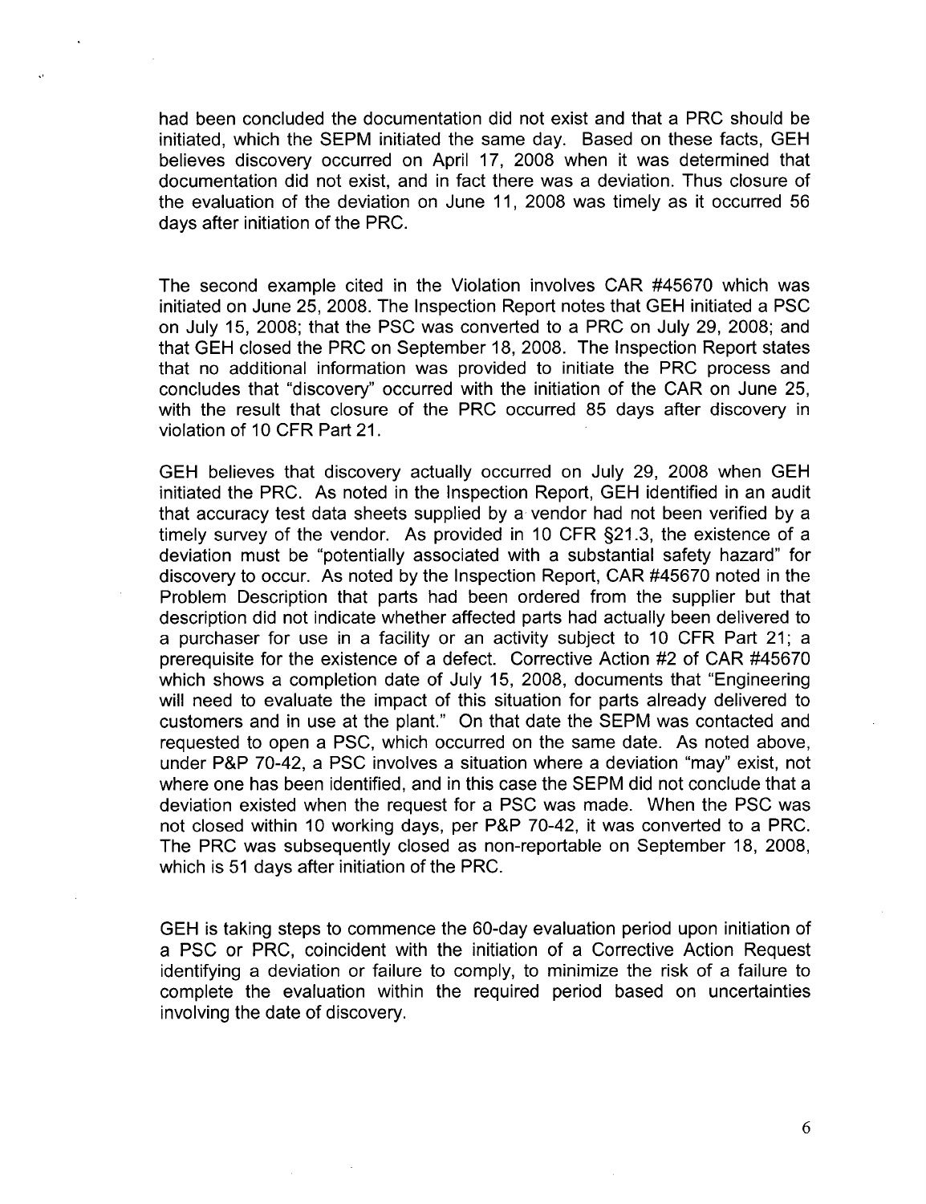had been concluded the documentation did not exist and that a PRC should be initiated, which the SEPM initiated the same day. Based on these facts, GEH believes discovery occurred on April 17, 2008 when it was determined that documentation did not exist, and in fact there was a deviation. Thus closure of the evaluation of the deviation on June 11, 2008 was timely as it occurred 56 days after initiation of the PRC.

The second example cited in the Violation involves CAR #45670 which was initiated on June 25, 2008. The Inspection Report notes that GEH initiated a PSC on July 15, 2008; that the PSC was converted to a PRC on July 29, 2008; and that GEH closed the PRC on September 18, 2008. The Inspection Report states that no additional information was provided to initiate the PRC process and concludes that "discovery" occurred with the initiation of the CAR on June 25, with the result that closure of the PRC occurred 85 days after discovery in violation of 10 CFR Part 21.

GEH believes that discovery actually occurred on July 29, 2008 when GEH initiated the PRC. As noted in the Inspection Report, GEH identified in an audit that accuracy test data sheets supplied by a vendor had not been verified by a timely survey of the vendor. As provided in 10 CFR §21.3, the existence of a deviation must be "potentially associated with a substantial safety hazard" for discovery to occur. As noted by the Inspection Report, CAR #45670 noted in the Problem Description that parts had been ordered from the supplier but that description did not indicate whether affected parts had actually been delivered to a purchaser for use in a facility or an activity subject to 10 CFR Part 21; a prerequisite for the existence of a defect. Corrective Action #2 of CAR #45670 which shows a completion date of July 15, 2008, documents that "Engineering will need to evaluate the impact of this situation for parts already delivered to customers and in use at the plant." On that date the SEPM was contacted and requested to open a PSC, which occurred on the same date. As noted above, under P&P 70-42, a PSC involves a situation where a deviation "may" exist, not where one has been identified, and in this case the SEPM did not conclude that a deviation existed when the request for a PSC was made. When the PSC was not closed within 10 working days, per P&P 70-42, it was converted to a PRC. The PRC was subsequently closed as non-reportable on September 18, 2008, which is 51 days after initiation of the PRC.

GEH is taking steps to commence the 60-day evaluation period upon initiation of a PSC or PRC, coincident with the initiation of a Corrective Action Request identifying a deviation or failure to comply, to minimize the risk of a failure to complete the evaluation within the required period based on uncertainties involving the date of discovery.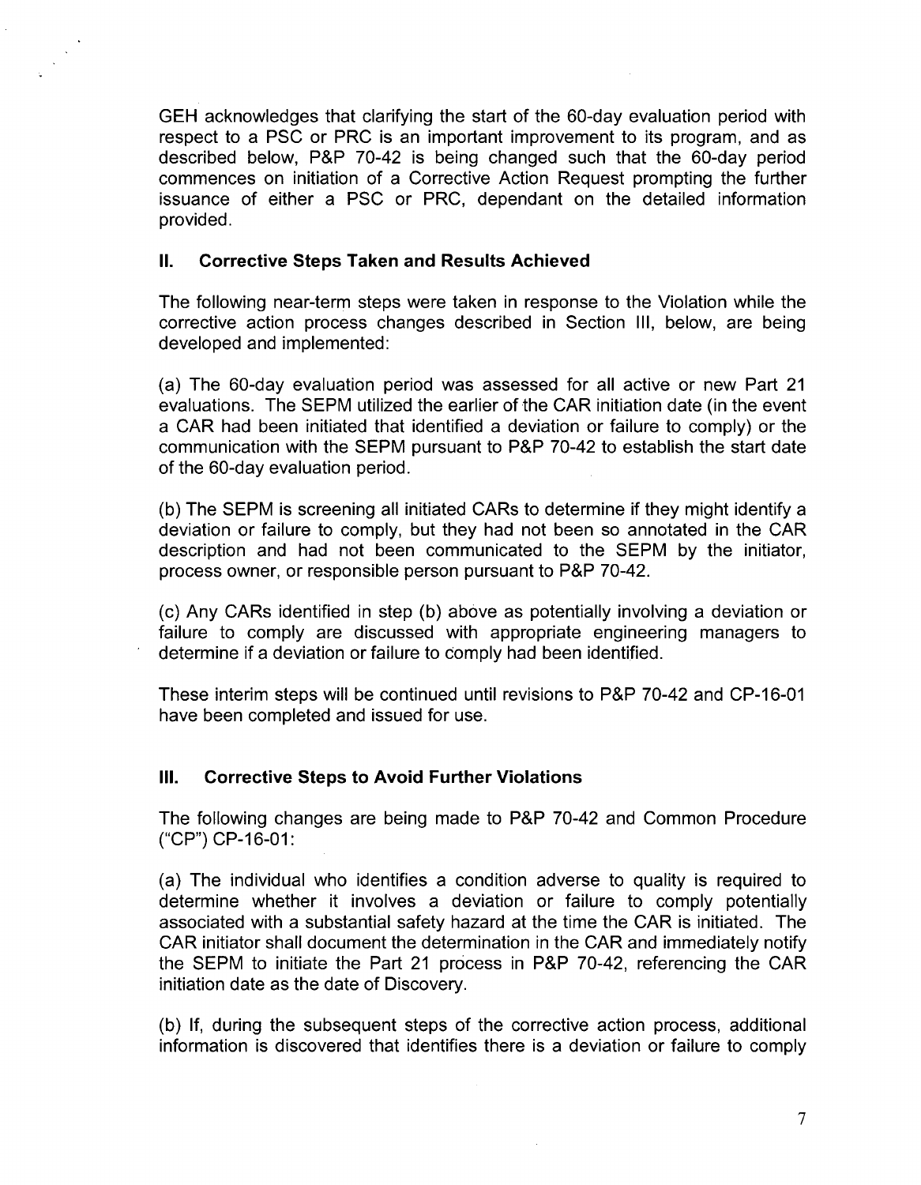GEH acknowledges that clarifying the start of the 60-day evaluation period with respect to a PSC or PRC is an important improvement to its program, and as described below, P&P 70-42 is being changed such that the 60-day period commences on initiation of a Corrective Action Request prompting the further issuance of either a PSC or PRC, dependant on the detailed information provided.

### II. Corrective Steps Taken and Results Achieved

The following near-term steps were taken in response to the Violation while the corrective action process changes described in Section III, below, are being developed and implemented:

(a) The 60-day evaluation period was assessed for all active or new Part 21 evaluations. The SEPM utilized the earlier of the CAR initiation date (in the event a CAR had been initiated that identified a deviation or failure to comply) or the communication with the SEPM pursuant to P&P 70-42 to establish the start date of the 60-day evaluation period.

(b) The SEPM is screening all initiated CARs to determine if they might identify a deviation or failure to comply, but they had not been so annotated in the CAR description and had not been communicated to the SEPM by the initiator, process owner, or responsible person pursuant to P&P 70-42.

(c) Any CARs identified in step (b) above as potentially involving a deviation or failure to comply are discussed with appropriate engineering managers to determine if a deviation or failure to comply had been identified.

These interim steps will be continued until revisions to P&P 70-42 and CP-16-01 have been completed and issued for use.

### III. Corrective Steps to Avoid Further Violations

The following changes are being made to P&P 70-42 and Common Procedure ("CP") CP-16-01:

(a) The individual who identifies a condition adverse to quality is required to determine whether it involves a deviation or failure to comply potentially associated with a substantial safety hazard at the time the CAR is initiated. The CAR initiator shall document the determination in the CAR and immediately notify the SEPM to initiate the Part 21 process in P&P 70-42, referencing the CAR initiation date as the date of Discovery.

(b) If, during the subsequent steps of the corrective action process, additional information is discovered that identifies there is a deviation or failure to comply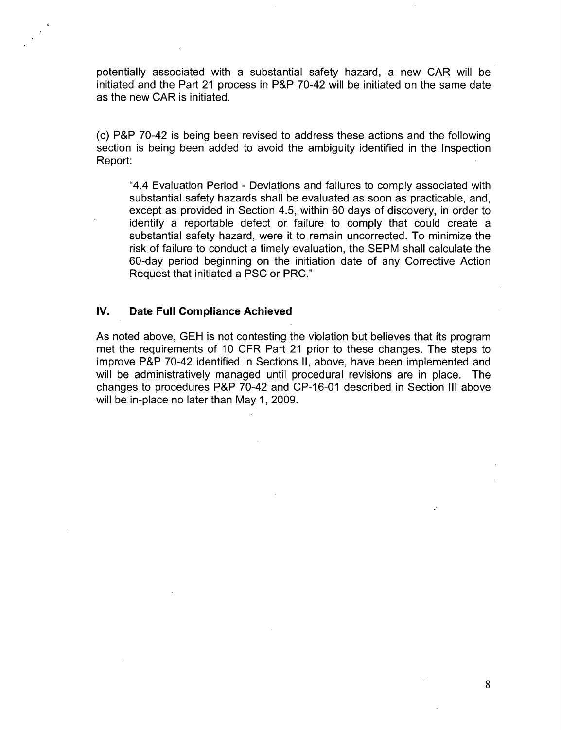potentially associated with a substantial safety hazard, a new CAR will be initiated and the Part 21 process in P&P 70-42 will be initiated on the same date as the new CAR is initiated.

(c) P&P 70-42 is being been revised to address these actions and the following section is being been added to avoid the ambiguity identified in the Inspection Report:

> "4.4 Evaluation Period - Deviations and failures to comply associated with substantial safety hazards shall be evaluated as soon as practicable, and, except as provided in Section 4.5, within 60 days of discovery, in order to identify a reportable defect or failure to comply that could create a substantial safety hazard, were it to remain uncorrected. To minimize the risk of failure to conduct a timely evaluation, the SEPM shall calculate the 60-day period beginning on the initiation date of any Corrective Action Request that initiated a PSC or PRC."

## IV. Date Full Compliance Achieved

As noted above, GEH is not contesting the violation but believes that its program met the requirements of 10 CFR Part 21 prior to these changes. The steps to improve P&P 70-42 identified in Sections II, above, have been implemented and will be administratively managed until procedural revisions are in place. The changes to procedures P&P 70-42 and CP-16-01 described in Section III above will be in-place no later than May 1, 2009.